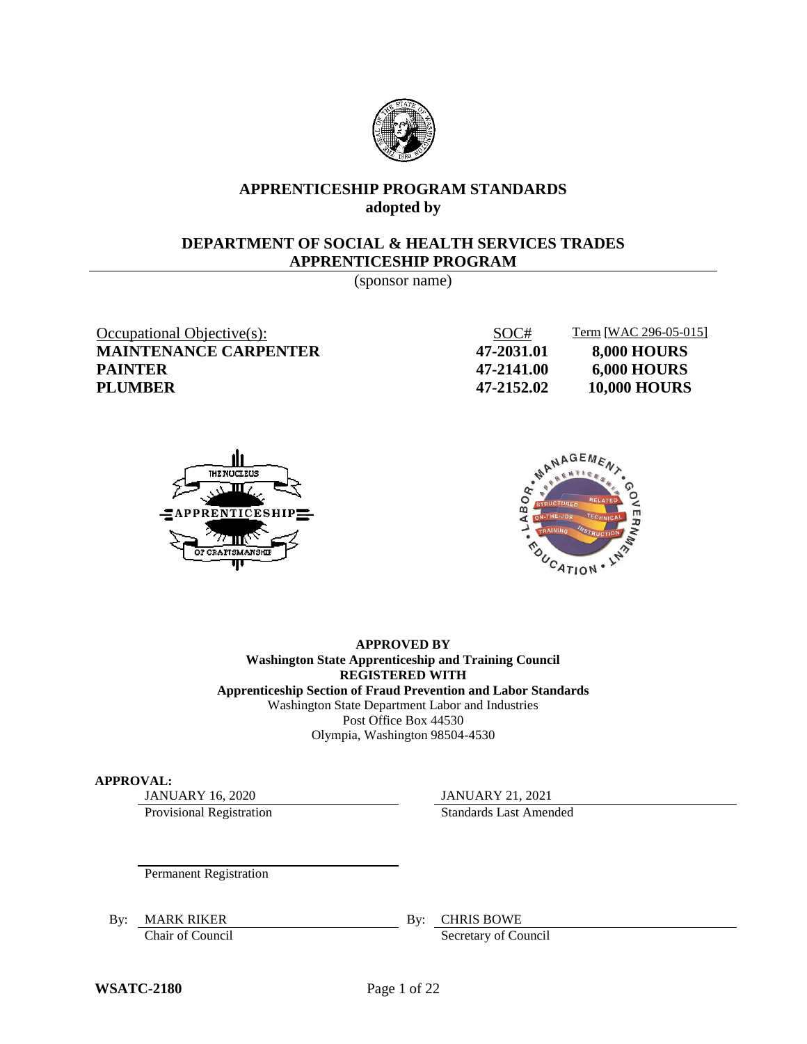# APPRENTICESHIP PROGRAM STANDARDS
**adopted by**

## DEPARTMENT OF SOCIAL & HEALTH SERVICES TRADES APPRENTICESHIP PROGRAM

(sponsor name)

| Occupational Objective(s): | SOC# | Term [WAC 296-05-015] |
|---|---|---|
| **MAINTENANCE CARPENTER** | **47-2031.01** | **8,000 HOURS** |
| **PAINTER** | **47-2141.00** | **6,000 HOURS** |
| **PLUMBER** | **47-2152.02** | **10,000 HOURS** |

**APPROVED BY**
**Washington State Apprenticeship and Training Council**
**REGISTERED WITH**
**Apprenticeship Section of Fraud Prevention and Labor Standards**
Washington State Department Labor and Industries
Post Office Box 44530
Olympia, Washington 98504-4530

**APPROVAL:**

JANUARY 16, 2020
Provisional Registration

JANUARY 21, 2021
Standards Last Amended

Permanent Registration

By: MARK RIKER
Chair of Council

By: CHRIS BOWE
Secretary of Council

**WSATC-2180**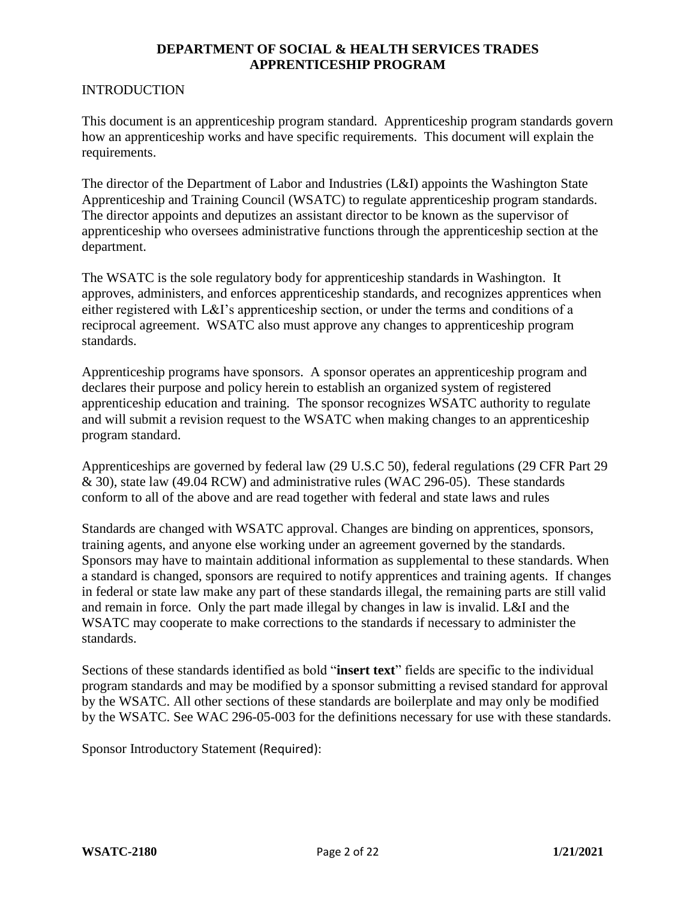**DEPARTMENT OF SOCIAL & HEALTH SERVICES TRADES APPRENTICESHIP PROGRAM**

INTRODUCTION

This document is an apprenticeship program standard. Apprenticeship program standards govern how an apprenticeship works and have specific requirements. This document will explain the requirements.

The director of the Department of Labor and Industries (L&I) appoints the Washington State Apprenticeship and Training Council (WSATC) to regulate apprenticeship program standards. The director appoints and deputizes an assistant director to be known as the supervisor of apprenticeship who oversees administrative functions through the apprenticeship section at the department.

The WSATC is the sole regulatory body for apprenticeship standards in Washington. It approves, administers, and enforces apprenticeship standards, and recognizes apprentices when either registered with L&I's apprenticeship section, or under the terms and conditions of a reciprocal agreement. WSATC also must approve any changes to apprenticeship program standards.

Apprenticeship programs have sponsors. A sponsor operates an apprenticeship program and declares their purpose and policy herein to establish an organized system of registered apprenticeship education and training. The sponsor recognizes WSATC authority to regulate and will submit a revision request to the WSATC when making changes to an apprenticeship program standard.

Apprenticeships are governed by federal law (29 U.S.C 50), federal regulations (29 CFR Part 29 & 30), state law (49.04 RCW) and administrative rules (WAC 296-05). These standards conform to all of the above and are read together with federal and state laws and rules

Standards are changed with WSATC approval. Changes are binding on apprentices, sponsors, training agents, and anyone else working under an agreement governed by the standards. Sponsors may have to maintain additional information as supplemental to these standards. When a standard is changed, sponsors are required to notify apprentices and training agents. If changes in federal or state law make any part of these standards illegal, the remaining parts are still valid and remain in force. Only the part made illegal by changes in law is invalid. L&I and the WSATC may cooperate to make corrections to the standards if necessary to administer the standards.

Sections of these standards identified as bold "**insert text**" fields are specific to the individual program standards and may be modified by a sponsor submitting a revised standard for approval by the WSATC. All other sections of these standards are boilerplate and may only be modified by the WSATC. See WAC 296-05-003 for the definitions necessary for use with these standards.

Sponsor Introductory Statement (Required):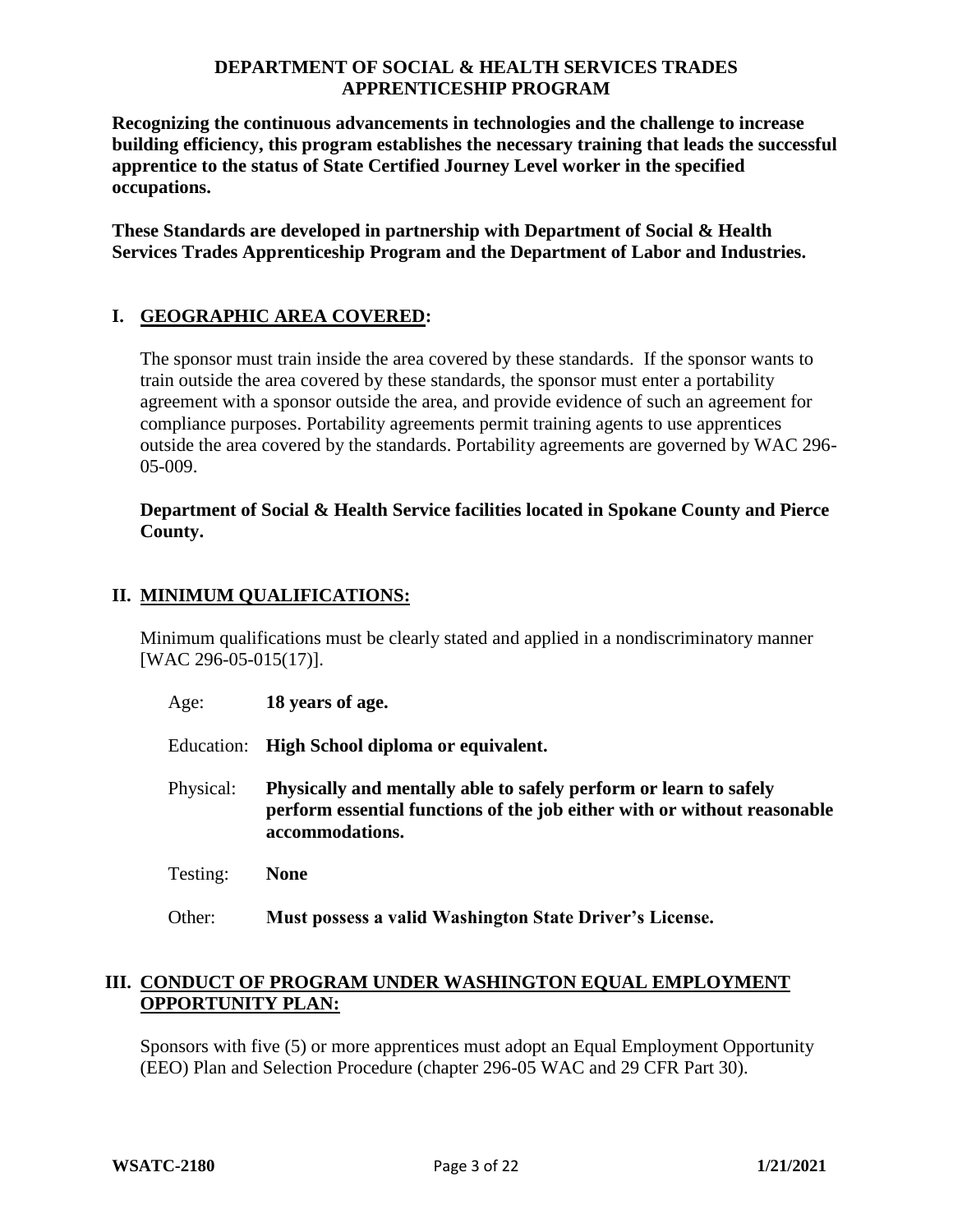# DEPARTMENT OF SOCIAL & HEALTH SERVICES TRADES APPRENTICESHIP PROGRAM

**Recognizing the continuous advancements in technologies and the challenge to increase building efficiency, this program establishes the necessary training that leads the successful apprentice to the status of State Certified Journey Level worker in the specified occupations.**

**These Standards are developed in partnership with Department of Social & Health Services Trades Apprenticeship Program and the Department of Labor and Industries.**

## I. GEOGRAPHIC AREA COVERED:

The sponsor must train inside the area covered by these standards. If the sponsor wants to train outside the area covered by these standards, the sponsor must enter a portability agreement with a sponsor outside the area, and provide evidence of such an agreement for compliance purposes. Portability agreements permit training agents to use apprentices outside the area covered by the standards. Portability agreements are governed by WAC 296-05-009.

**Department of Social & Health Service facilities located in Spokane County and Pierce County.**

## II. MINIMUM QUALIFICATIONS:

Minimum qualifications must be clearly stated and applied in a nondiscriminatory manner [WAC 296-05-015(17)].

| | |
|---|---|
| Age: | **18 years of age.** |
| Education: | **High School diploma or equivalent.** |
| Physical: | **Physically and mentally able to safely perform or learn to safely perform essential functions of the job either with or without reasonable accommodations.** |
| Testing: | **None** |
| Other: | **Must possess a valid Washington State Driver's License.** |

## III. CONDUCT OF PROGRAM UNDER WASHINGTON EQUAL EMPLOYMENT OPPORTUNITY PLAN:

Sponsors with five (5) or more apprentices must adopt an Equal Employment Opportunity (EEO) Plan and Selection Procedure (chapter 296-05 WAC and 29 CFR Part 30).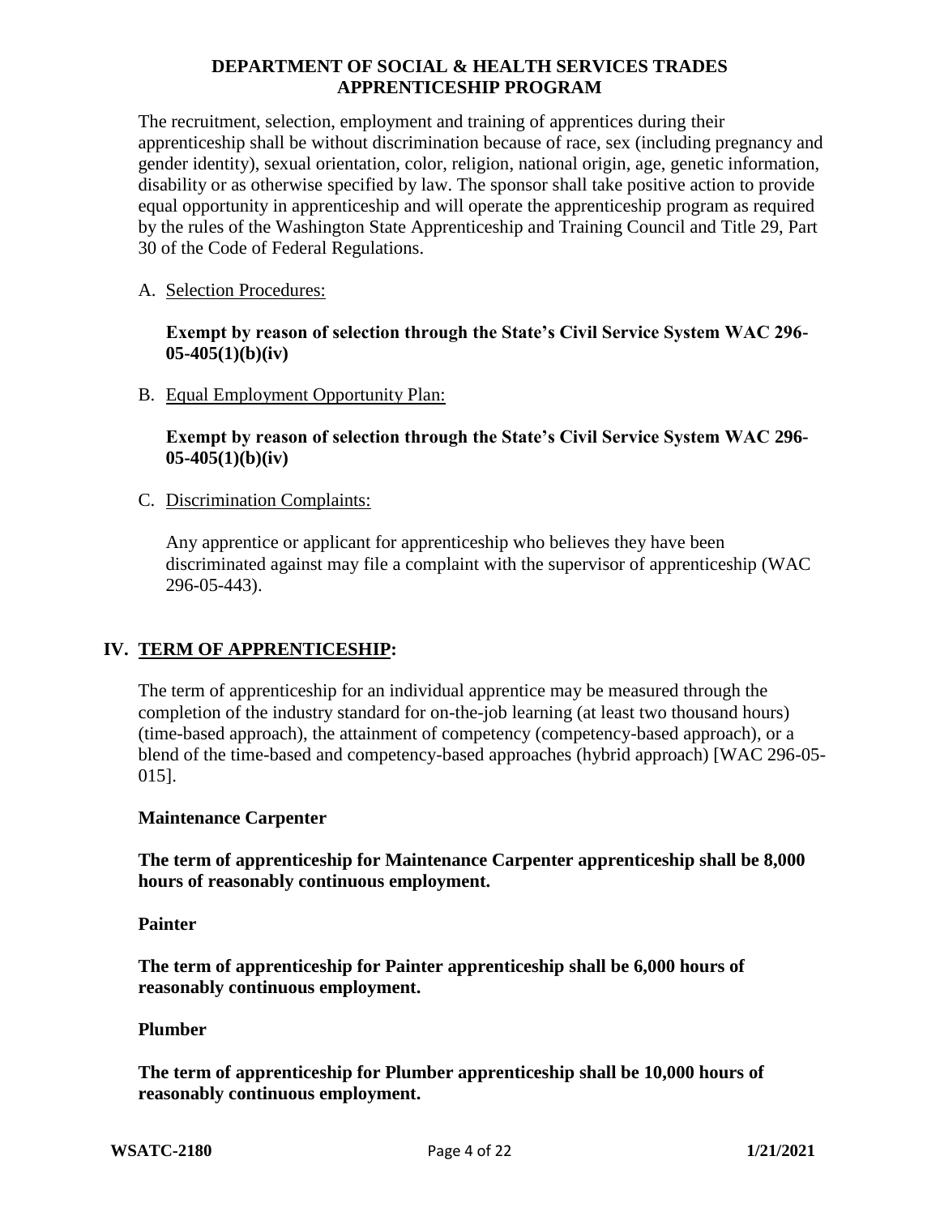The recruitment, selection, employment and training of apprentices during their apprenticeship shall be without discrimination because of race, sex (including pregnancy and gender identity), sexual orientation, color, religion, national origin, age, genetic information, disability or as otherwise specified by law. The sponsor shall take positive action to provide equal opportunity in apprenticeship and will operate the apprenticeship program as required by the rules of the Washington State Apprenticeship and Training Council and Title 29, Part 30 of the Code of Federal Regulations.

A. Selection Procedures:

**Exempt by reason of selection through the State's Civil Service System WAC 296-05-405(1)(b)(iv)**

B. Equal Employment Opportunity Plan:

**Exempt by reason of selection through the State's Civil Service System WAC 296-05-405(1)(b)(iv)**

C. Discrimination Complaints:

Any apprentice or applicant for apprenticeship who believes they have been discriminated against may file a complaint with the supervisor of apprenticeship (WAC 296-05-443).

## IV. TERM OF APPRENTICESHIP:

The term of apprenticeship for an individual apprentice may be measured through the completion of the industry standard for on-the-job learning (at least two thousand hours) (time-based approach), the attainment of competency (competency-based approach), or a blend of the time-based and competency-based approaches (hybrid approach) [WAC 296-05-015].

**Maintenance Carpenter**

**The term of apprenticeship for Maintenance Carpenter apprenticeship shall be 8,000 hours of reasonably continuous employment.**

**Painter**

**The term of apprenticeship for Painter apprenticeship shall be 6,000 hours of reasonably continuous employment.**

**Plumber**

**The term of apprenticeship for Plumber apprenticeship shall be 10,000 hours of reasonably continuous employment.**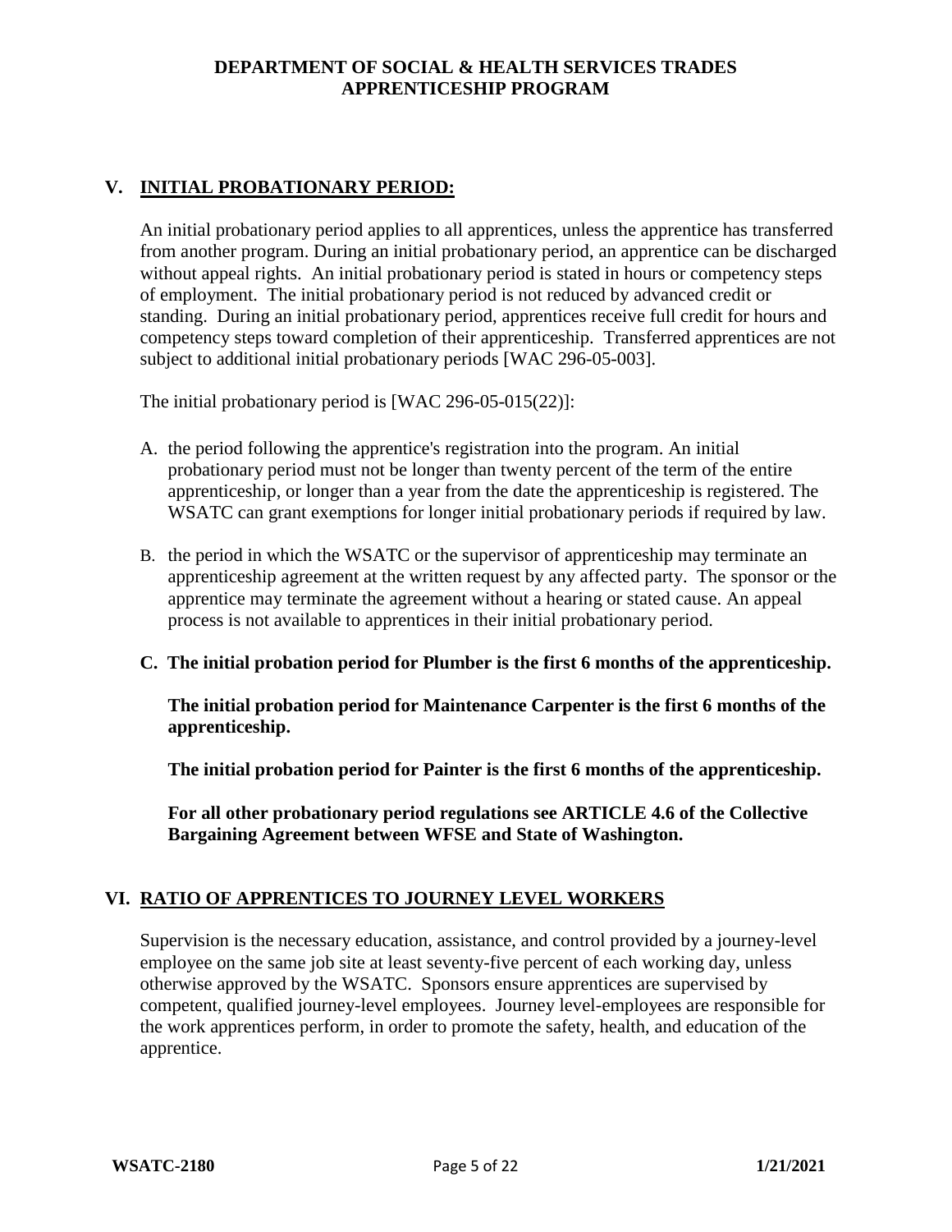## V. INITIAL PROBATIONARY PERIOD:

An initial probationary period applies to all apprentices, unless the apprentice has transferred from another program. During an initial probationary period, an apprentice can be discharged without appeal rights. An initial probationary period is stated in hours or competency steps of employment. The initial probationary period is not reduced by advanced credit or standing. During an initial probationary period, apprentices receive full credit for hours and competency steps toward completion of their apprenticeship. Transferred apprentices are not subject to additional initial probationary periods [WAC 296-05-003].

The initial probationary period is [WAC 296-05-015(22)]:

A. the period following the apprentice's registration into the program. An initial probationary period must not be longer than twenty percent of the term of the entire apprenticeship, or longer than a year from the date the apprenticeship is registered. The WSATC can grant exemptions for longer initial probationary periods if required by law.

B. the period in which the WSATC or the supervisor of apprenticeship may terminate an apprenticeship agreement at the written request by any affected party. The sponsor or the apprentice may terminate the agreement without a hearing or stated cause. An appeal process is not available to apprentices in their initial probationary period.

C. **The initial probation period for Plumber is the first 6 months of the apprenticeship.**

   **The initial probation period for Maintenance Carpenter is the first 6 months of the apprenticeship.**

   **The initial probation period for Painter is the first 6 months of the apprenticeship.**

   **For all other probationary period regulations see ARTICLE 4.6 of the Collective Bargaining Agreement between WFSE and State of Washington.**

## VI. RATIO OF APPRENTICES TO JOURNEY LEVEL WORKERS

Supervision is the necessary education, assistance, and control provided by a journey-level employee on the same job site at least seventy-five percent of each working day, unless otherwise approved by the WSATC. Sponsors ensure apprentices are supervised by competent, qualified journey-level employees. Journey level-employees are responsible for the work apprentices perform, in order to promote the safety, health, and education of the apprentice.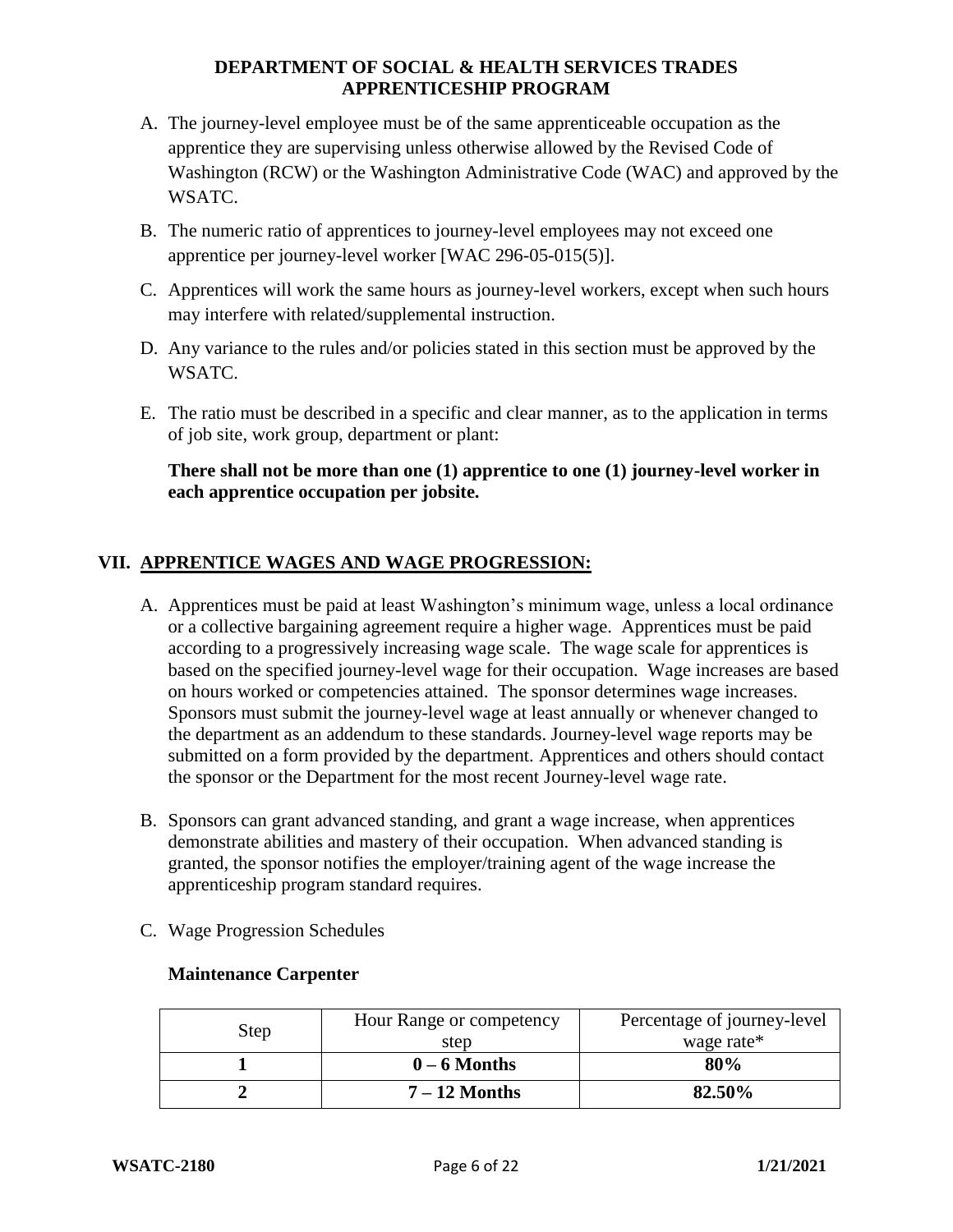A. The journey-level employee must be of the same apprenticeable occupation as the apprentice they are supervising unless otherwise allowed by the Revised Code of Washington (RCW) or the Washington Administrative Code (WAC) and approved by the WSATC.

B. The numeric ratio of apprentices to journey-level employees may not exceed one apprentice per journey-level worker [WAC 296-05-015(5)].

C. Apprentices will work the same hours as journey-level workers, except when such hours may interfere with related/supplemental instruction.

D. Any variance to the rules and/or policies stated in this section must be approved by the WSATC.

E. The ratio must be described in a specific and clear manner, as to the application in terms of job site, work group, department or plant:

   **There shall not be more than one (1) apprentice to one (1) journey-level worker in each apprentice occupation per jobsite.**

## VII. APPRENTICE WAGES AND WAGE PROGRESSION:

A. Apprentices must be paid at least Washington's minimum wage, unless a local ordinance or a collective bargaining agreement require a higher wage. Apprentices must be paid according to a progressively increasing wage scale. The wage scale for apprentices is based on the specified journey-level wage for their occupation. Wage increases are based on hours worked or competencies attained. The sponsor determines wage increases. Sponsors must submit the journey-level wage at least annually or whenever changed to the department as an addendum to these standards. Journey-level wage reports may be submitted on a form provided by the department. Apprentices and others should contact the sponsor or the Department for the most recent Journey-level wage rate.

B. Sponsors can grant advanced standing, and grant a wage increase, when apprentices demonstrate abilities and mastery of their occupation. When advanced standing is granted, the sponsor notifies the employer/training agent of the wage increase the apprenticeship program standard requires.

C. Wage Progression Schedules

   **Maintenance Carpenter**

| Step | Hour Range or competency step | Percentage of journey-level wage rate* |
|---|---|---|
| **1** | **0 – 6 Months** | **80%** |
| **2** | **7 – 12 Months** | **82.50%** |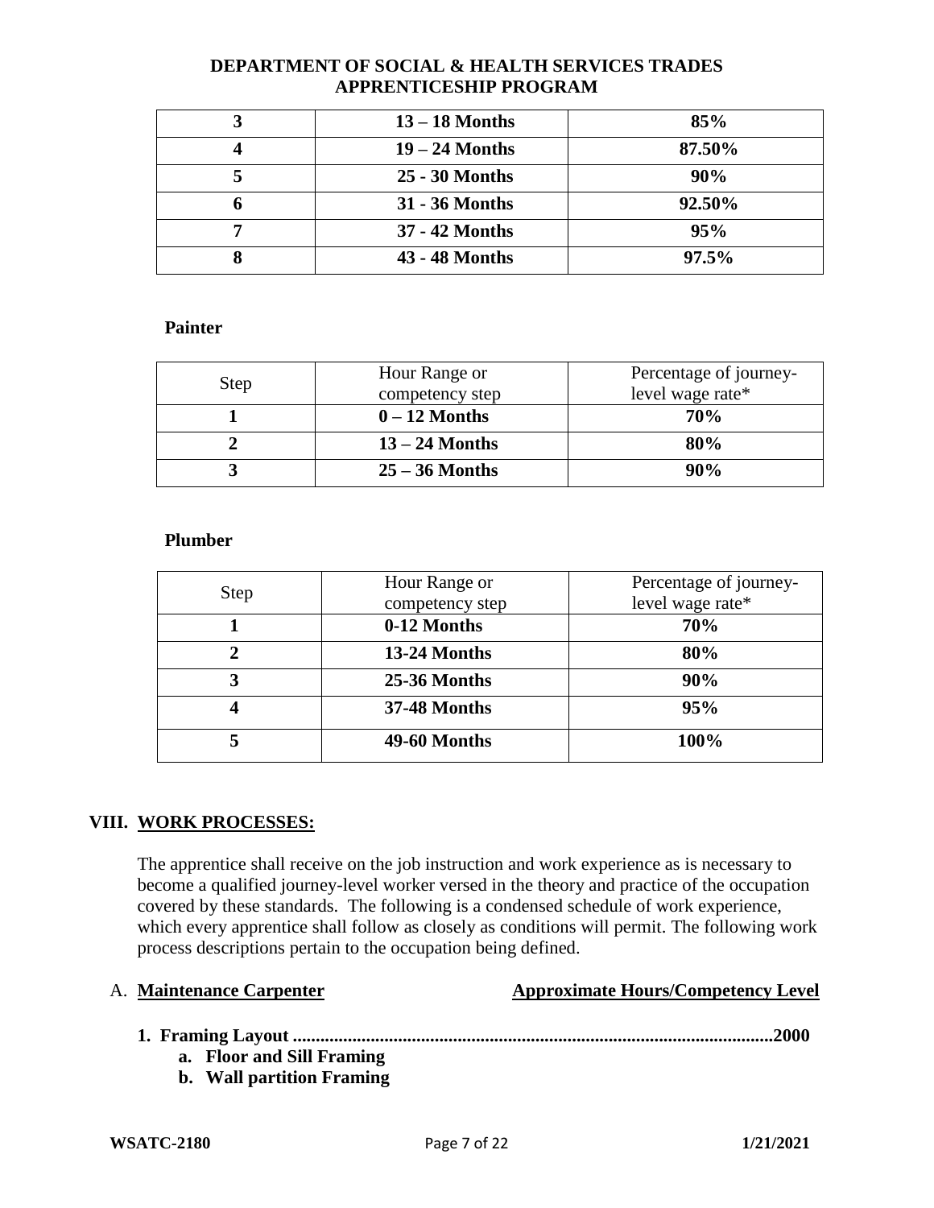| 3 | 13 – 18 Months | 85% |
|---|---|---|
| 4 | 19 – 24 Months | 87.50% |
| 5 | 25 - 30 Months | 90% |
| 6 | 31 - 36 Months | 92.50% |
| 7 | 37 - 42 Months | 95% |
| 8 | 43 - 48 Months | 97.5% |

**Painter**

| Step | Hour Range or competency step | Percentage of journey-level wage rate* |
|---|---|---|
| **1** | **0 – 12 Months** | **70%** |
| **2** | **13 – 24 Months** | **80%** |
| **3** | **25 – 36 Months** | **90%** |

**Plumber**

| Step | Hour Range or competency step | Percentage of journey-level wage rate* |
|---|---|---|
| **1** | **0-12 Months** | **70%** |
| **2** | **13-24 Months** | **80%** |
| **3** | **25-36 Months** | **90%** |
| **4** | **37-48 Months** | **95%** |
| **5** | **49-60 Months** | **100%** |

## VIII. WORK PROCESSES:

The apprentice shall receive on the job instruction and work experience as is necessary to become a qualified journey-level worker versed in the theory and practice of the occupation covered by these standards. The following is a condensed schedule of work experience, which every apprentice shall follow as closely as conditions will permit. The following work process descriptions pertain to the occupation being defined.

A. **Maintenance Carpenter** **Approximate Hours/Competency Level**

1. **Framing Layout ........................................................................................................2000**
   - a. **Floor and Sill Framing**
   - b. **Wall partition Framing**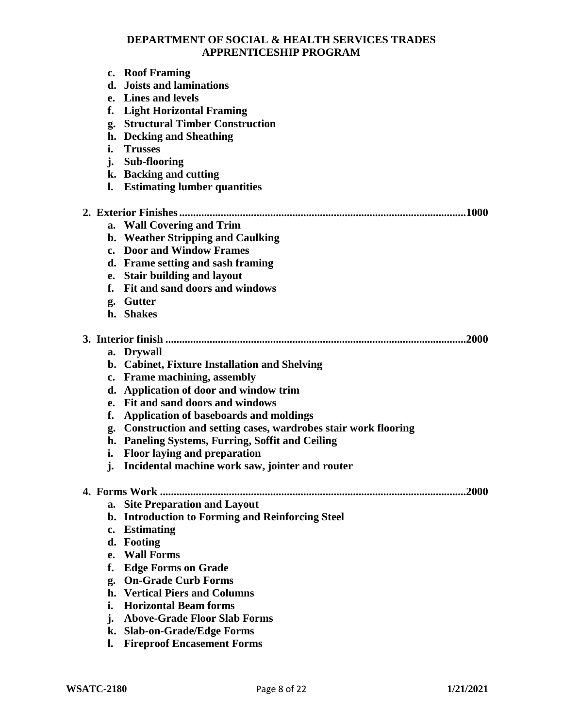c. **Roof Framing**
d. **Joists and laminations**
e. **Lines and levels**
f. **Light Horizontal Framing**
g. **Structural Timber Construction**
h. **Decking and Sheathing**
i. **Trusses**
j. **Sub-flooring**
k. **Backing and cutting**
l. **Estimating lumber quantities**

**2. Exterior Finishes....................................................................................................1000**

a. **Wall Covering and Trim**
b. **Weather Stripping and Caulking**
c. **Door and Window Frames**
d. **Frame setting and sash framing**
e. **Stair building and layout**
f. **Fit and sand doors and windows**
g. **Gutter**
h. **Shakes**

**3. Interior finish .........................................................................................................2000**

a. **Drywall**
b. **Cabinet, Fixture Installation and Shelving**
c. **Frame machining, assembly**
d. **Application of door and window trim**
e. **Fit and sand doors and windows**
f. **Application of baseboards and moldings**
g. **Construction and setting cases, wardrobes stair work flooring**
h. **Paneling Systems, Furring, Soffit and Ceiling**
i. **Floor laying and preparation**
j. **Incidental machine work saw, jointer and router**

**4. Forms Work ............................................................................................................2000**

a. **Site Preparation and Layout**
b. **Introduction to Forming and Reinforcing Steel**
c. **Estimating**
d. **Footing**
e. **Wall Forms**
f. **Edge Forms on Grade**
g. **On-Grade Curb Forms**
h. **Vertical Piers and Columns**
i. **Horizontal Beam forms**
j. **Above-Grade Floor Slab Forms**
k. **Slab-on-Grade/Edge Forms**
l. **Fireproof Encasement Forms**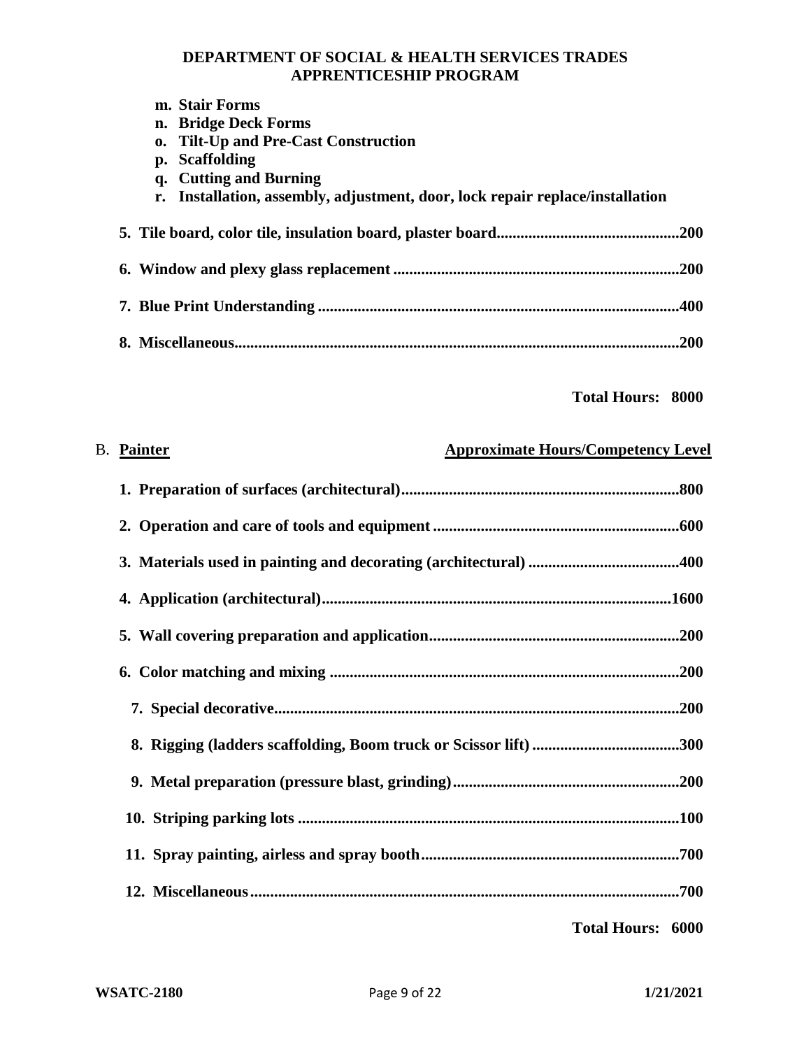- **m. Stair Forms**
- **n. Bridge Deck Forms**
- **o. Tilt-Up and Pre-Cast Construction**
- **p. Scaffolding**
- **q. Cutting and Burning**
- **r. Installation, assembly, adjustment, door, lock repair replace/installation**

**5. Tile board, color tile, insulation board, plaster board.............................................200**

**6. Window and plexy glass replacement .......................................................................200**

**7. Blue Print Understanding ..........................................................................................400**

**8. Miscellaneous...............................................................................................................200**

**Total Hours: 8000**

B. **Painter** **Approximate Hours/Competency Level**

**1. Preparation of surfaces (architectural)......................................................................800**

**2. Operation and care of tools and equipment .............................................................600**

**3. Materials used in painting and decorating (architectural) ......................................400**

**4. Application (architectural).......................................................................................1600**

**5. Wall covering preparation and application..............................................................200**

**6. Color matching and mixing .......................................................................................200**

**7. Special decorative......................................................................................................200**

**8. Rigging (ladders scaffolding, Boom truck or Scissor lift) ....................................300**

**9. Metal preparation (pressure blast, grinding).........................................................200**

**10. Striping parking lots ................................................................................................100**

**11. Spray painting, airless and spray booth.................................................................700**

**12. Miscellaneous...........................................................................................................700**

**Total Hours: 6000**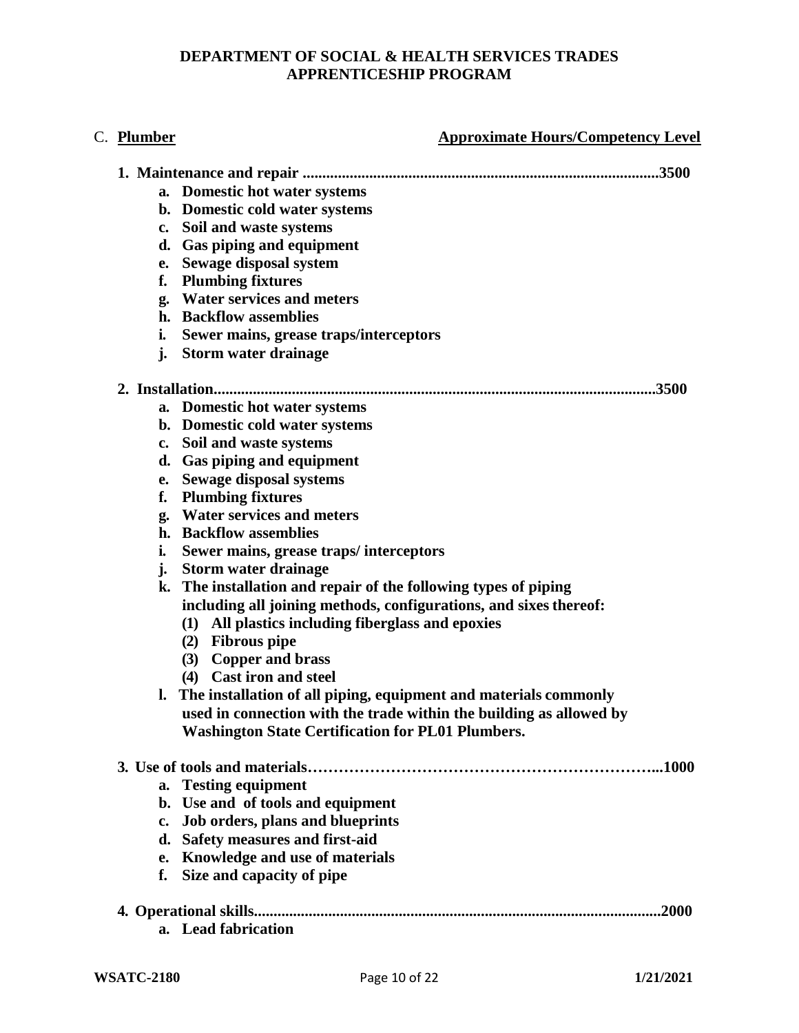**DEPARTMENT OF SOCIAL & HEALTH SERVICES TRADES APPRENTICESHIP PROGRAM**

C. **Plumber** — **Approximate Hours/Competency Level**

**1. Maintenance and repair ..........................................................................................3500**

- **a. Domestic hot water systems**
- **b. Domestic cold water systems**
- **c. Soil and waste systems**
- **d. Gas piping and equipment**
- **e. Sewage disposal system**
- **f. Plumbing fixtures**
- **g. Water services and meters**
- **h. Backflow assemblies**
- **i. Sewer mains, grease traps/interceptors**
- **j. Storm water drainage**

**2. Installation...............................................................................................................3500**

- **a. Domestic hot water systems**
- **b. Domestic cold water systems**
- **c. Soil and waste systems**
- **d. Gas piping and equipment**
- **e. Sewage disposal systems**
- **f. Plumbing fixtures**
- **g. Water services and meters**
- **h. Backflow assemblies**
- **i. Sewer mains, grease traps/ interceptors**
- **j. Storm water drainage**
- **k. The installation and repair of the following types of piping including all joining methods, configurations, and sixes thereof:**
  - **(1) All plastics including fiberglass and epoxies**
  - **(2) Fibrous pipe**
  - **(3) Copper and brass**
  - **(4) Cast iron and steel**
- **l. The installation of all piping, equipment and materials commonly used in connection with the trade within the building as allowed by Washington State Certification for PL01 Plumbers.**

**3. Use of tools and materials…………………………………………………………...1000**

- **a. Testing equipment**
- **b. Use and of tools and equipment**
- **c. Job orders, plans and blueprints**
- **d. Safety measures and first-aid**
- **e. Knowledge and use of materials**
- **f. Size and capacity of pipe**

**4. Operational skills......................................................................................................2000**

- **a. Lead fabrication**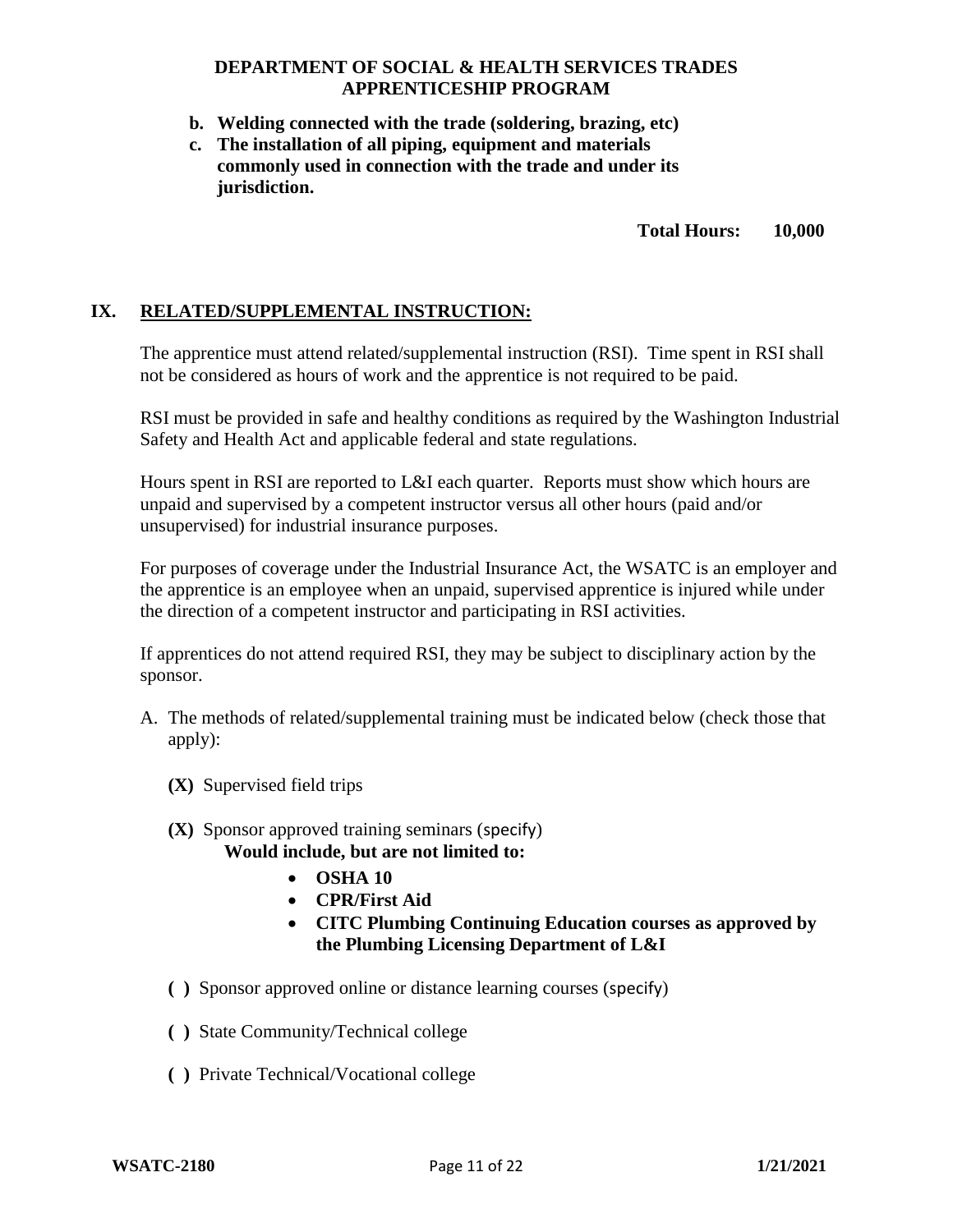- **b. Welding connected with the trade (soldering, brazing, etc)**
- **c. The installation of all piping, equipment and materials commonly used in connection with the trade and under its jurisdiction.**

**Total Hours: 10,000**

## IX. RELATED/SUPPLEMENTAL INSTRUCTION:

The apprentice must attend related/supplemental instruction (RSI). Time spent in RSI shall not be considered as hours of work and the apprentice is not required to be paid.

RSI must be provided in safe and healthy conditions as required by the Washington Industrial Safety and Health Act and applicable federal and state regulations.

Hours spent in RSI are reported to L&I each quarter. Reports must show which hours are unpaid and supervised by a competent instructor versus all other hours (paid and/or unsupervised) for industrial insurance purposes.

For purposes of coverage under the Industrial Insurance Act, the WSATC is an employer and the apprentice is an employee when an unpaid, supervised apprentice is injured while under the direction of a competent instructor and participating in RSI activities.

If apprentices do not attend required RSI, they may be subject to disciplinary action by the sponsor.

A. The methods of related/supplemental training must be indicated below (check those that apply):

**(X)** Supervised field trips

**(X)** Sponsor approved training seminars (specify)
**Would include, but are not limited to:**

- **OSHA 10**
- **CPR/First Aid**
- **CITC Plumbing Continuing Education courses as approved by the Plumbing Licensing Department of L&I**

**( )** Sponsor approved online or distance learning courses (specify)

**( )** State Community/Technical college

**( )** Private Technical/Vocational college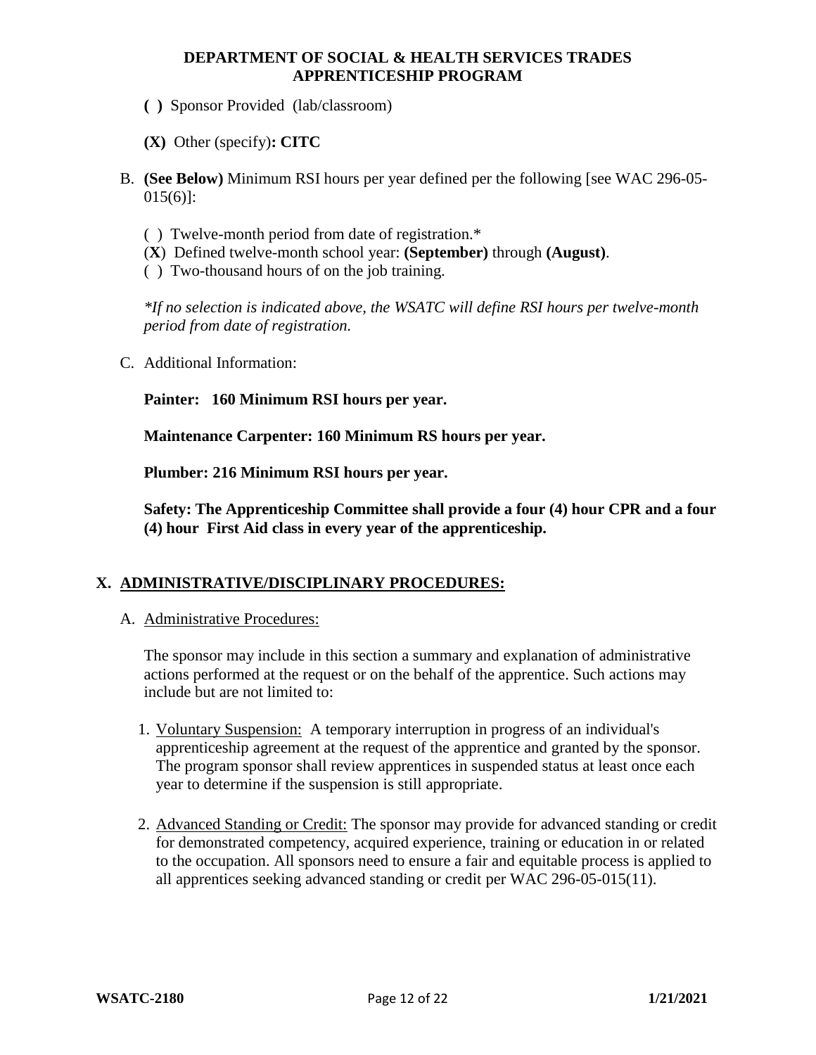**( )** Sponsor Provided (lab/classroom)

**(X)** Other (specify)**: CITC**

B. **(See Below)** Minimum RSI hours per year defined per the following [see WAC 296-05-015(6)]:

( ) Twelve-month period from date of registration.*
(**X**) Defined twelve-month school year: **(September)** through **(August)**.
( ) Two-thousand hours of on the job training.

*\*If no selection is indicated above, the WSATC will define RSI hours per twelve-month period from date of registration.*

C. Additional Information:

**Painter: 160 Minimum RSI hours per year.**

**Maintenance Carpenter: 160 Minimum RS hours per year.**

**Plumber: 216 Minimum RSI hours per year.**

**Safety: The Apprenticeship Committee shall provide a four (4) hour CPR and a four (4) hour First Aid class in every year of the apprenticeship.**

## X. ADMINISTRATIVE/DISCIPLINARY PROCEDURES:

A. Administrative Procedures:

The sponsor may include in this section a summary and explanation of administrative actions performed at the request or on the behalf of the apprentice. Such actions may include but are not limited to:

1. Voluntary Suspension: A temporary interruption in progress of an individual's apprenticeship agreement at the request of the apprentice and granted by the sponsor. The program sponsor shall review apprentices in suspended status at least once each year to determine if the suspension is still appropriate.

2. Advanced Standing or Credit: The sponsor may provide for advanced standing or credit for demonstrated competency, acquired experience, training or education in or related to the occupation. All sponsors need to ensure a fair and equitable process is applied to all apprentices seeking advanced standing or credit per WAC 296-05-015(11).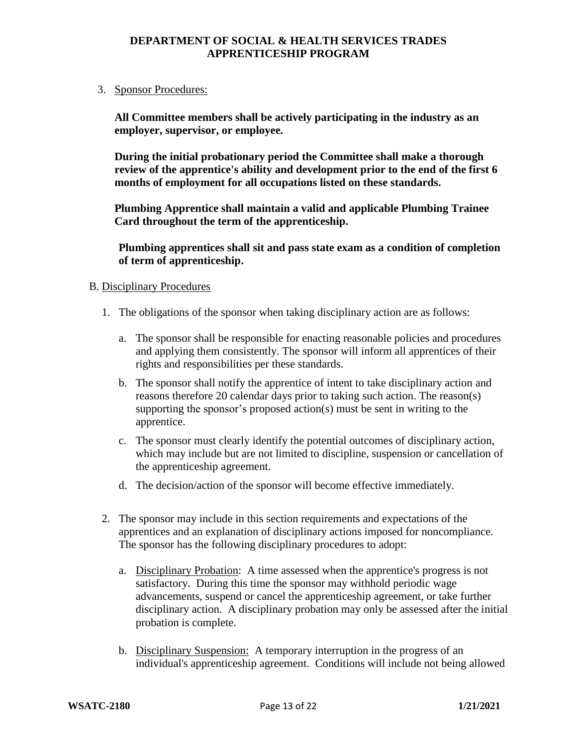3. Sponsor Procedures:

   **All Committee members shall be actively participating in the industry as an employer, supervisor, or employee.**

   **During the initial probationary period the Committee shall make a thorough review of the apprentice's ability and development prior to the end of the first 6 months of employment for all occupations listed on these standards.**

   **Plumbing Apprentice shall maintain a valid and applicable Plumbing Trainee Card throughout the term of the apprenticeship.**

   **Plumbing apprentices shall sit and pass state exam as a condition of completion of term of apprenticeship.**

B. Disciplinary Procedures

1. The obligations of the sponsor when taking disciplinary action are as follows:

   a. The sponsor shall be responsible for enacting reasonable policies and procedures and applying them consistently. The sponsor will inform all apprentices of their rights and responsibilities per these standards.

   b. The sponsor shall notify the apprentice of intent to take disciplinary action and reasons therefore 20 calendar days prior to taking such action. The reason(s) supporting the sponsor's proposed action(s) must be sent in writing to the apprentice.

   c. The sponsor must clearly identify the potential outcomes of disciplinary action, which may include but are not limited to discipline, suspension or cancellation of the apprenticeship agreement.

   d. The decision/action of the sponsor will become effective immediately.

2. The sponsor may include in this section requirements and expectations of the apprentices and an explanation of disciplinary actions imposed for noncompliance. The sponsor has the following disciplinary procedures to adopt:

   a. Disciplinary Probation: A time assessed when the apprentice's progress is not satisfactory. During this time the sponsor may withhold periodic wage advancements, suspend or cancel the apprenticeship agreement, or take further disciplinary action. A disciplinary probation may only be assessed after the initial probation is complete.

   b. Disciplinary Suspension: A temporary interruption in the progress of an individual's apprenticeship agreement. Conditions will include not being allowed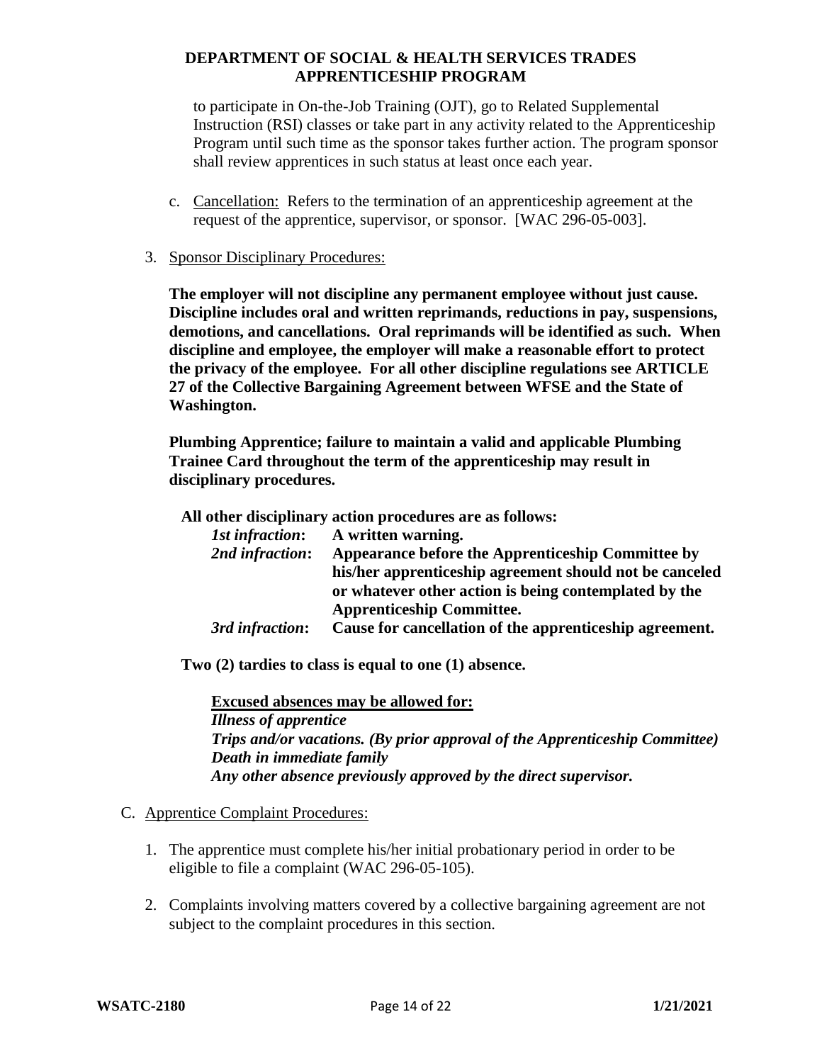to participate in On-the-Job Training (OJT), go to Related Supplemental Instruction (RSI) classes or take part in any activity related to the Apprenticeship Program until such time as the sponsor takes further action. The program sponsor shall review apprentices in such status at least once each year.

c. Cancellation: Refers to the termination of an apprenticeship agreement at the request of the apprentice, supervisor, or sponsor. [WAC 296-05-003].

3. Sponsor Disciplinary Procedures:

**The employer will not discipline any permanent employee without just cause. Discipline includes oral and written reprimands, reductions in pay, suspensions, demotions, and cancellations. Oral reprimands will be identified as such. When discipline and employee, the employer will make a reasonable effort to protect the privacy of the employee. For all other discipline regulations see ARTICLE 27 of the Collective Bargaining Agreement between WFSE and the State of Washington.**

**Plumbing Apprentice; failure to maintain a valid and applicable Plumbing Trainee Card throughout the term of the apprenticeship may result in disciplinary procedures.**

**All other disciplinary action procedures are as follows:**

***1st infraction*: A written warning.**
***2nd infraction*: Appearance before the Apprenticeship Committee by his/her apprenticeship agreement should not be canceled or whatever other action is being contemplated by the Apprenticeship Committee.**
***3rd infraction*: Cause for cancellation of the apprenticeship agreement.**

**Two (2) tardies to class is equal to one (1) absence.**

**Excused absences may be allowed for:**
***Illness of apprentice***
***Trips and/or vacations. (By prior approval of the Apprenticeship Committee)***
***Death in immediate family***
***Any other absence previously approved by the direct supervisor.***

C. Apprentice Complaint Procedures:

1. The apprentice must complete his/her initial probationary period in order to be eligible to file a complaint (WAC 296-05-105).

2. Complaints involving matters covered by a collective bargaining agreement are not subject to the complaint procedures in this section.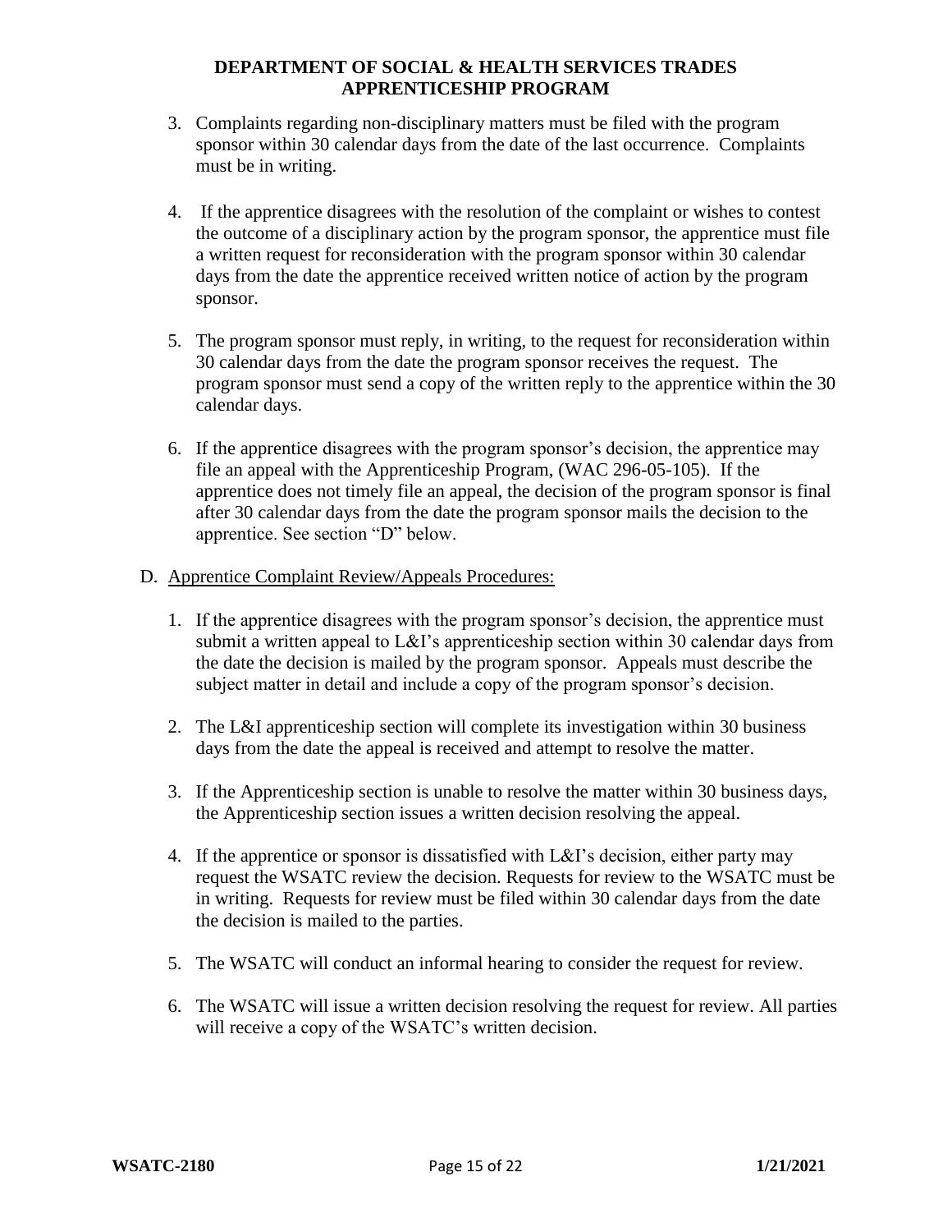3. Complaints regarding non-disciplinary matters must be filed with the program sponsor within 30 calendar days from the date of the last occurrence. Complaints must be in writing.

4. If the apprentice disagrees with the resolution of the complaint or wishes to contest the outcome of a disciplinary action by the program sponsor, the apprentice must file a written request for reconsideration with the program sponsor within 30 calendar days from the date the apprentice received written notice of action by the program sponsor.

5. The program sponsor must reply, in writing, to the request for reconsideration within 30 calendar days from the date the program sponsor receives the request. The program sponsor must send a copy of the written reply to the apprentice within the 30 calendar days.

6. If the apprentice disagrees with the program sponsor's decision, the apprentice may file an appeal with the Apprenticeship Program, (WAC 296-05-105). If the apprentice does not timely file an appeal, the decision of the program sponsor is final after 30 calendar days from the date the program sponsor mails the decision to the apprentice. See section "D" below.

D. <u>Apprentice Complaint Review/Appeals Procedures:</u>

1. If the apprentice disagrees with the program sponsor's decision, the apprentice must submit a written appeal to L&I's apprenticeship section within 30 calendar days from the date the decision is mailed by the program sponsor. Appeals must describe the subject matter in detail and include a copy of the program sponsor's decision.

2. The L&I apprenticeship section will complete its investigation within 30 business days from the date the appeal is received and attempt to resolve the matter.

3. If the Apprenticeship section is unable to resolve the matter within 30 business days, the Apprenticeship section issues a written decision resolving the appeal.

4. If the apprentice or sponsor is dissatisfied with L&I's decision, either party may request the WSATC review the decision. Requests for review to the WSATC must be in writing. Requests for review must be filed within 30 calendar days from the date the decision is mailed to the parties.

5. The WSATC will conduct an informal hearing to consider the request for review.

6. The WSATC will issue a written decision resolving the request for review. All parties will receive a copy of the WSATC's written decision.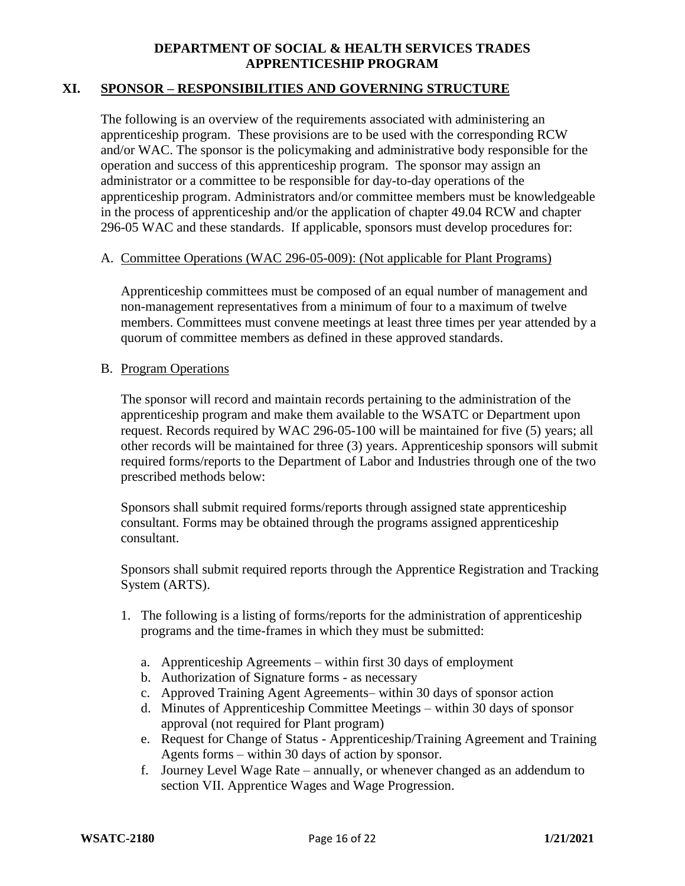# DEPARTMENT OF SOCIAL & HEALTH SERVICES TRADES APPRENTICESHIP PROGRAM

## XI. SPONSOR – RESPONSIBILITIES AND GOVERNING STRUCTURE

The following is an overview of the requirements associated with administering an apprenticeship program. These provisions are to be used with the corresponding RCW and/or WAC. The sponsor is the policymaking and administrative body responsible for the operation and success of this apprenticeship program. The sponsor may assign an administrator or a committee to be responsible for day-to-day operations of the apprenticeship program. Administrators and/or committee members must be knowledgeable in the process of apprenticeship and/or the application of chapter 49.04 RCW and chapter 296-05 WAC and these standards. If applicable, sponsors must develop procedures for:

A. Committee Operations (WAC 296-05-009): (Not applicable for Plant Programs)

Apprenticeship committees must be composed of an equal number of management and non-management representatives from a minimum of four to a maximum of twelve members. Committees must convene meetings at least three times per year attended by a quorum of committee members as defined in these approved standards.

B. Program Operations

The sponsor will record and maintain records pertaining to the administration of the apprenticeship program and make them available to the WSATC or Department upon request. Records required by WAC 296-05-100 will be maintained for five (5) years; all other records will be maintained for three (3) years. Apprenticeship sponsors will submit required forms/reports to the Department of Labor and Industries through one of the two prescribed methods below:

Sponsors shall submit required forms/reports through assigned state apprenticeship consultant. Forms may be obtained through the programs assigned apprenticeship consultant.

Sponsors shall submit required reports through the Apprentice Registration and Tracking System (ARTS).

1. The following is a listing of forms/reports for the administration of apprenticeship programs and the time-frames in which they must be submitted:

   a. Apprenticeship Agreements – within first 30 days of employment
   b. Authorization of Signature forms - as necessary
   c. Approved Training Agent Agreements– within 30 days of sponsor action
   d. Minutes of Apprenticeship Committee Meetings – within 30 days of sponsor approval (not required for Plant program)
   e. Request for Change of Status - Apprenticeship/Training Agreement and Training Agents forms – within 30 days of action by sponsor.
   f. Journey Level Wage Rate – annually, or whenever changed as an addendum to section VII. Apprentice Wages and Wage Progression.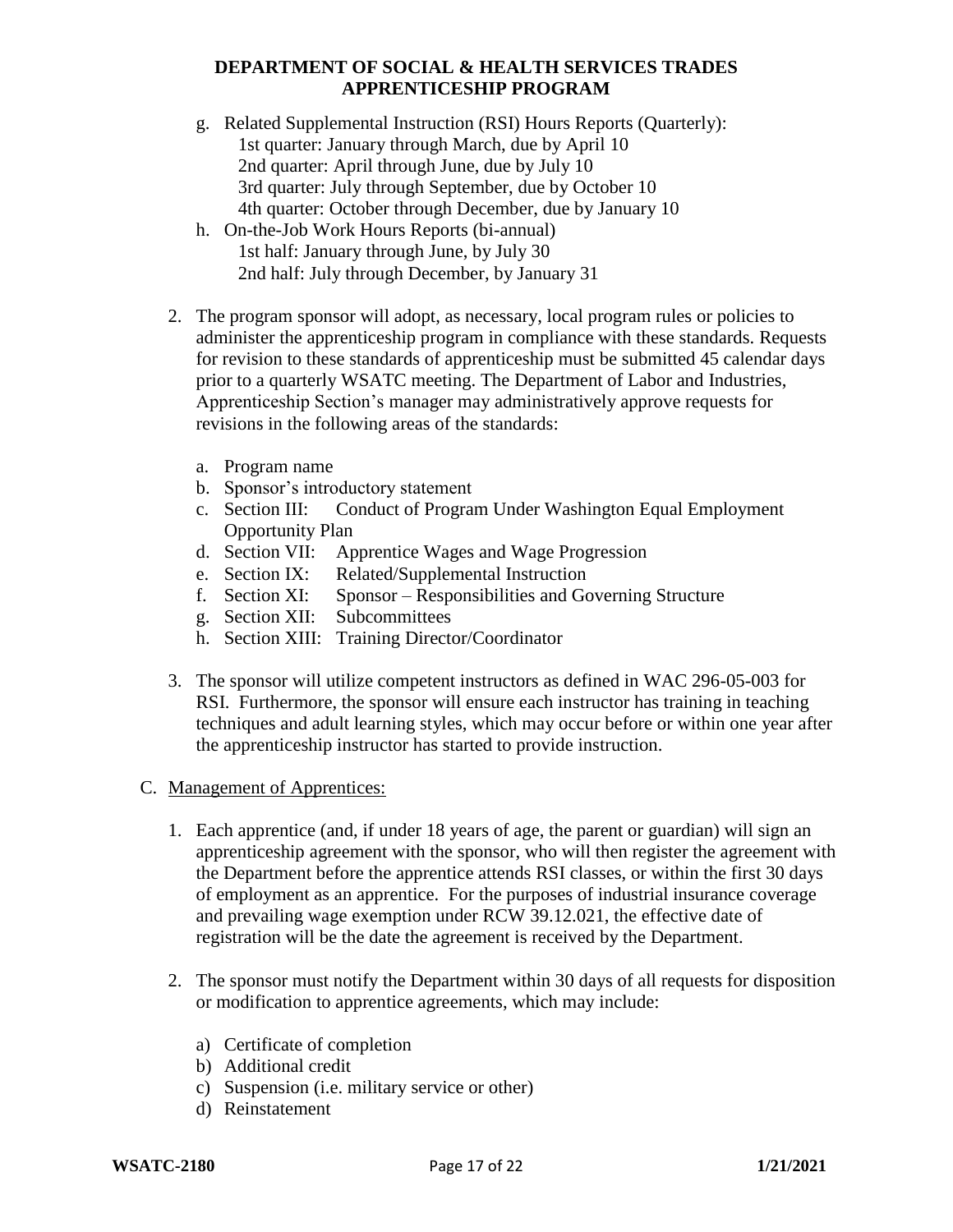g. Related Supplemental Instruction (RSI) Hours Reports (Quarterly):
   1st quarter: January through March, due by April 10
   2nd quarter: April through June, due by July 10
   3rd quarter: July through September, due by October 10
   4th quarter: October through December, due by January 10
h. On-the-Job Work Hours Reports (bi-annual)
   1st half: January through June, by July 30
   2nd half: July through December, by January 31

2. The program sponsor will adopt, as necessary, local program rules or policies to administer the apprenticeship program in compliance with these standards. Requests for revision to these standards of apprenticeship must be submitted 45 calendar days prior to a quarterly WSATC meeting. The Department of Labor and Industries, Apprenticeship Section's manager may administratively approve requests for revisions in the following areas of the standards:

   a. Program name
   b. Sponsor's introductory statement
   c. Section III: Conduct of Program Under Washington Equal Employment Opportunity Plan
   d. Section VII: Apprentice Wages and Wage Progression
   e. Section IX: Related/Supplemental Instruction
   f. Section XI: Sponsor – Responsibilities and Governing Structure
   g. Section XII: Subcommittees
   h. Section XIII: Training Director/Coordinator

3. The sponsor will utilize competent instructors as defined in WAC 296-05-003 for RSI. Furthermore, the sponsor will ensure each instructor has training in teaching techniques and adult learning styles, which may occur before or within one year after the apprenticeship instructor has started to provide instruction.

C. <u>Management of Apprentices:</u>

1. Each apprentice (and, if under 18 years of age, the parent or guardian) will sign an apprenticeship agreement with the sponsor, who will then register the agreement with the Department before the apprentice attends RSI classes, or within the first 30 days of employment as an apprentice. For the purposes of industrial insurance coverage and prevailing wage exemption under RCW 39.12.021, the effective date of registration will be the date the agreement is received by the Department.

2. The sponsor must notify the Department within 30 days of all requests for disposition or modification to apprentice agreements, which may include:

   a) Certificate of completion
   b) Additional credit
   c) Suspension (i.e. military service or other)
   d) Reinstatement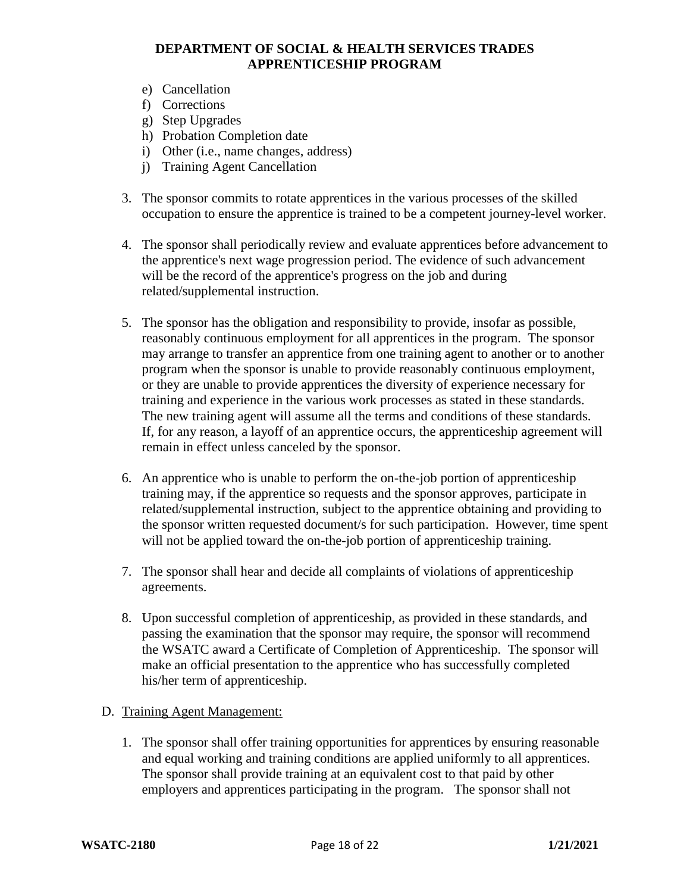e) Cancellation
f) Corrections
g) Step Upgrades
h) Probation Completion date
i) Other (i.e., name changes, address)
j) Training Agent Cancellation

3. The sponsor commits to rotate apprentices in the various processes of the skilled occupation to ensure the apprentice is trained to be a competent journey-level worker.

4. The sponsor shall periodically review and evaluate apprentices before advancement to the apprentice's next wage progression period. The evidence of such advancement will be the record of the apprentice's progress on the job and during related/supplemental instruction.

5. The sponsor has the obligation and responsibility to provide, insofar as possible, reasonably continuous employment for all apprentices in the program. The sponsor may arrange to transfer an apprentice from one training agent to another or to another program when the sponsor is unable to provide reasonably continuous employment, or they are unable to provide apprentices the diversity of experience necessary for training and experience in the various work processes as stated in these standards. The new training agent will assume all the terms and conditions of these standards. If, for any reason, a layoff of an apprentice occurs, the apprenticeship agreement will remain in effect unless canceled by the sponsor.

6. An apprentice who is unable to perform the on-the-job portion of apprenticeship training may, if the apprentice so requests and the sponsor approves, participate in related/supplemental instruction, subject to the apprentice obtaining and providing to the sponsor written requested document/s for such participation. However, time spent will not be applied toward the on-the-job portion of apprenticeship training.

7. The sponsor shall hear and decide all complaints of violations of apprenticeship agreements.

8. Upon successful completion of apprenticeship, as provided in these standards, and passing the examination that the sponsor may require, the sponsor will recommend the WSATC award a Certificate of Completion of Apprenticeship. The sponsor will make an official presentation to the apprentice who has successfully completed his/her term of apprenticeship.

D. Training Agent Management:

1. The sponsor shall offer training opportunities for apprentices by ensuring reasonable and equal working and training conditions are applied uniformly to all apprentices. The sponsor shall provide training at an equivalent cost to that paid by other employers and apprentices participating in the program. The sponsor shall not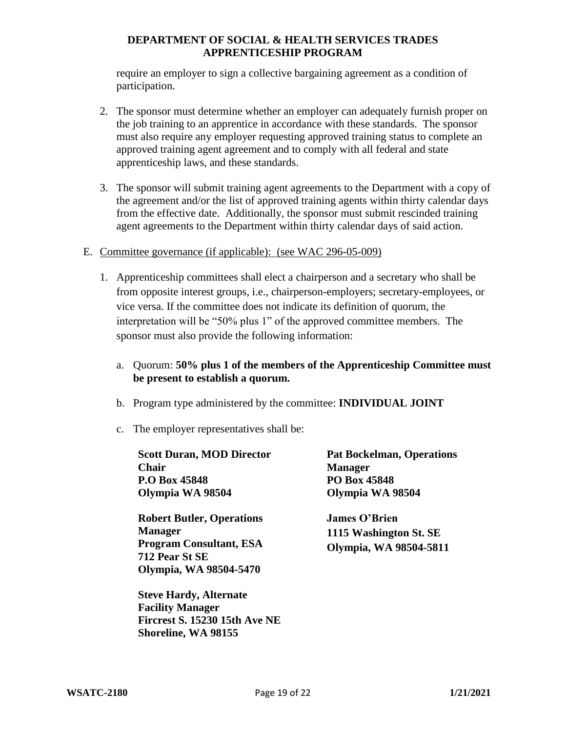require an employer to sign a collective bargaining agreement as a condition of participation.

2. The sponsor must determine whether an employer can adequately furnish proper on the job training to an apprentice in accordance with these standards. The sponsor must also require any employer requesting approved training status to complete an approved training agent agreement and to comply with all federal and state apprenticeship laws, and these standards.

3. The sponsor will submit training agent agreements to the Department with a copy of the agreement and/or the list of approved training agents within thirty calendar days from the effective date. Additionally, the sponsor must submit rescinded training agent agreements to the Department within thirty calendar days of said action.

E. Committee governance (if applicable): (see WAC 296-05-009)

1. Apprenticeship committees shall elect a chairperson and a secretary who shall be from opposite interest groups, i.e., chairperson-employers; secretary-employees, or vice versa. If the committee does not indicate its definition of quorum, the interpretation will be "50% plus 1" of the approved committee members. The sponsor must also provide the following information:

   a. Quorum: **50% plus 1 of the members of the Apprenticeship Committee must be present to establish a quorum.**

   b. Program type administered by the committee: **INDIVIDUAL JOINT**

   c. The employer representatives shall be:

**Scott Duran, MOD Director**
**Chair**
**P.O Box 45848**
**Olympia WA 98504**

**Robert Butler, Operations Manager**
**Program Consultant, ESA**
**712 Pear St SE**
**Olympia, WA 98504-5470**

**Steve Hardy, Alternate**
**Facility Manager**
**Fircrest S. 15230 15th Ave NE**
**Shoreline, WA 98155**

**Pat Bockelman, Operations Manager**
**PO Box 45848**
**Olympia WA 98504**

**James O'Brien**
**1115 Washington St. SE**
**Olympia, WA 98504-5811**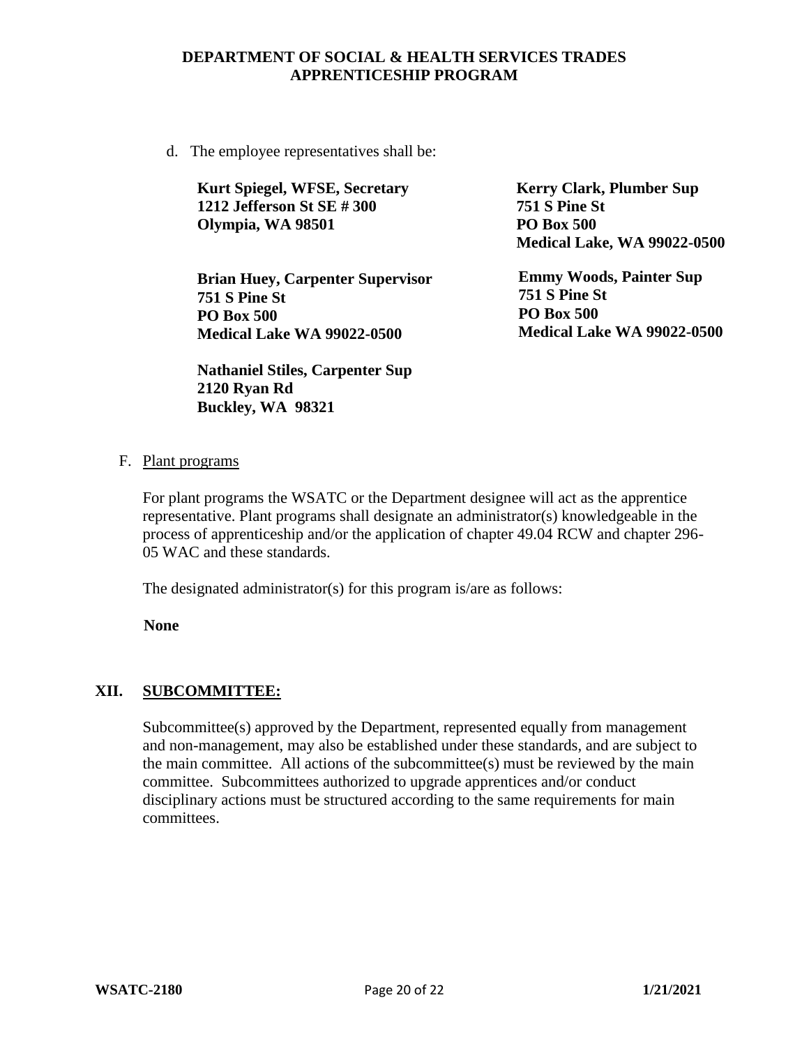d. The employee representatives shall be:

**Kurt Spiegel, WFSE, Secretary**
**1212 Jefferson St SE # 300**
**Olympia, WA 98501**

**Kerry Clark, Plumber Sup**
**751 S Pine St**
**PO Box 500**
**Medical Lake, WA 99022-0500**

**Brian Huey, Carpenter Supervisor**
**751 S Pine St**
**PO Box 500**
**Medical Lake WA 99022-0500**

**Emmy Woods, Painter Sup**
**751 S Pine St**
**PO Box 500**
**Medical Lake WA 99022-0500**

**Nathaniel Stiles, Carpenter Sup**
**2120 Ryan Rd**
**Buckley, WA 98321**

F. Plant programs

For plant programs the WSATC or the Department designee will act as the apprentice representative. Plant programs shall designate an administrator(s) knowledgeable in the process of apprenticeship and/or the application of chapter 49.04 RCW and chapter 296-05 WAC and these standards.

The designated administrator(s) for this program is/are as follows:

**None**

## XII. SUBCOMMITTEE:

Subcommittee(s) approved by the Department, represented equally from management and non-management, may also be established under these standards, and are subject to the main committee. All actions of the subcommittee(s) must be reviewed by the main committee. Subcommittees authorized to upgrade apprentices and/or conduct disciplinary actions must be structured according to the same requirements for main committees.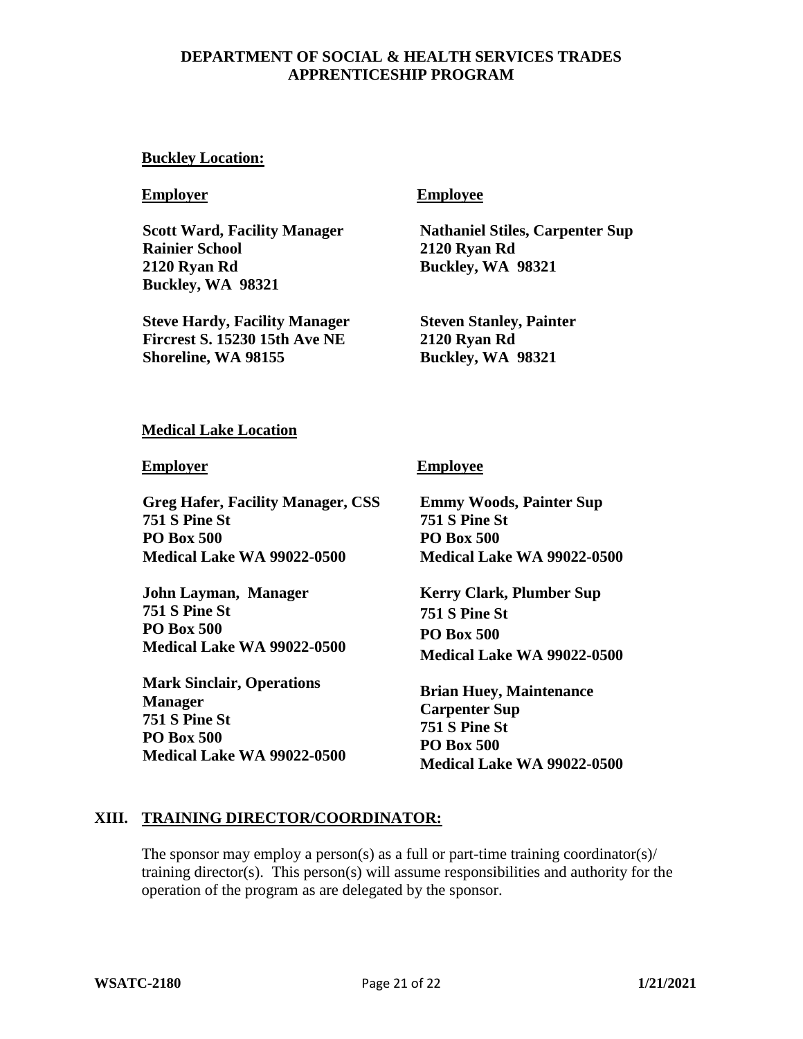**DEPARTMENT OF SOCIAL & HEALTH SERVICES TRADES APPRENTICESHIP PROGRAM**

**Buckley Location:**

| Employer | Employee |
|---|---|
| **Scott Ward, Facility Manager**<br>**Rainier School**<br>**2120 Ryan Rd**<br>**Buckley, WA 98321** | **Nathaniel Stiles, Carpenter Sup**<br>**2120 Ryan Rd**<br>**Buckley, WA 98321** |
| **Steve Hardy, Facility Manager**<br>**Fircrest S. 15230 15th Ave NE**<br>**Shoreline, WA 98155** | **Steven Stanley, Painter**<br>**2120 Ryan Rd**<br>**Buckley, WA 98321** |

**Medical Lake Location**

| Employer | Employee |
|---|---|
| **Greg Hafer, Facility Manager, CSS**<br>**751 S Pine St**<br>**PO Box 500**<br>**Medical Lake WA 99022-0500** | **Emmy Woods, Painter Sup**<br>**751 S Pine St**<br>**PO Box 500**<br>**Medical Lake WA 99022-0500** |
| **John Layman, Manager**<br>**751 S Pine St**<br>**PO Box 500**<br>**Medical Lake WA 99022-0500** | **Kerry Clark, Plumber Sup**<br>**751 S Pine St**<br>**PO Box 500**<br>**Medical Lake WA 99022-0500** |
| **Mark Sinclair, Operations Manager**<br>**751 S Pine St**<br>**PO Box 500**<br>**Medical Lake WA 99022-0500** | **Brian Huey, Maintenance Carpenter Sup**<br>**751 S Pine St**<br>**PO Box 500**<br>**Medical Lake WA 99022-0500** |

## XIII. TRAINING DIRECTOR/COORDINATOR:

The sponsor may employ a person(s) as a full or part-time training coordinator(s)/ training director(s). This person(s) will assume responsibilities and authority for the operation of the program as are delegated by the sponsor.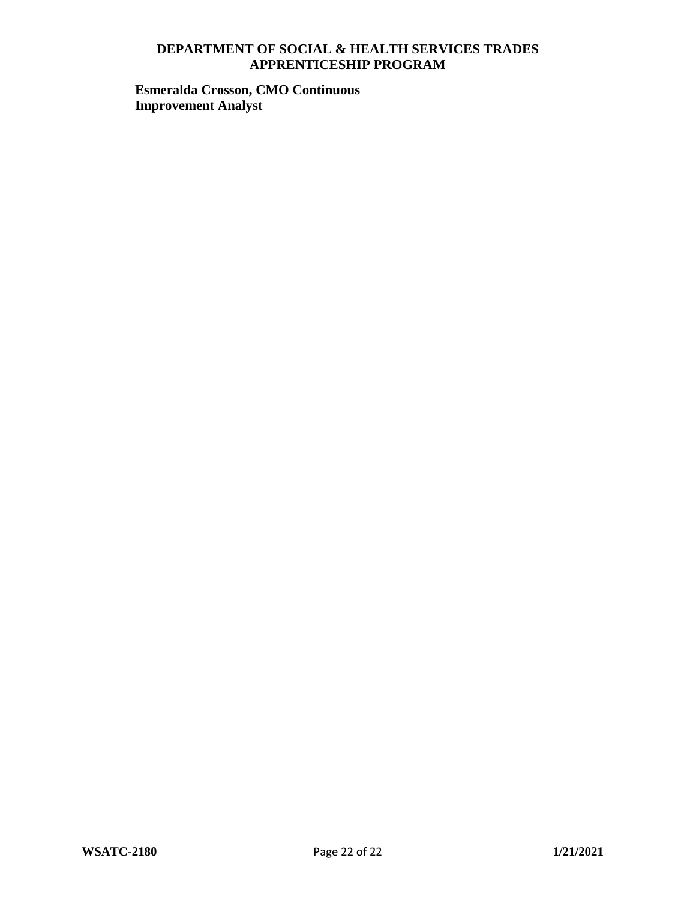**Esmeralda Crosson, CMO Continuous Improvement Analyst**